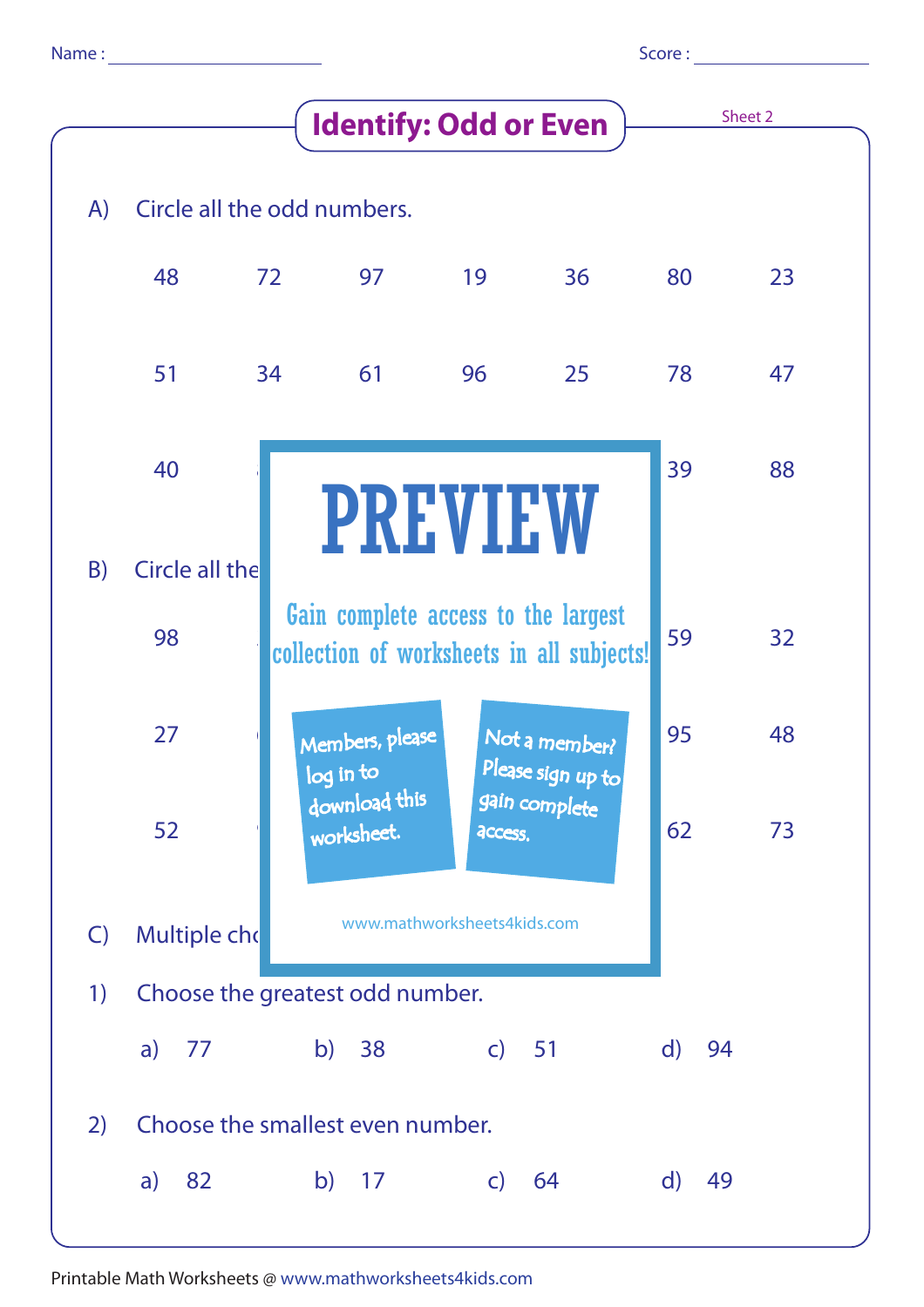Name : ____________________ Score : ____________________

# Identify: Odd or Even

Sheet 2

A) Circle all the odd numbers.

| | | | | | | |
|---|---|---|---|---|---|---|
| 48 | 72 | 97 | 19 | 36 | 80 | 23 |
| 51 | 34 | 61 | 96 | 25 | 78 | 47 |
| 40 | | | | | 39 | 88 |

**PREVIEW**

Gain complete access to the largest collection of worksheets in all subjects!

Members, please log in to download this worksheet.

Not a member? Please sign up to gain complete access.

www.mathworksheets4kids.com

B) Circle all the

| | | | | | | |
|---|---|---|---|---|---|---|
| 98 | | | | | 59 | 32 |
| 27 | | | | | 95 | 48 |
| 52 | | | | | 62 | 73 |

C) Multiple ch

1) Choose the greatest odd number.

a) 77 b) 38 c) 51 d) 94

2) Choose the smallest even number.

a) 82 b) 17 c) 64 d) 49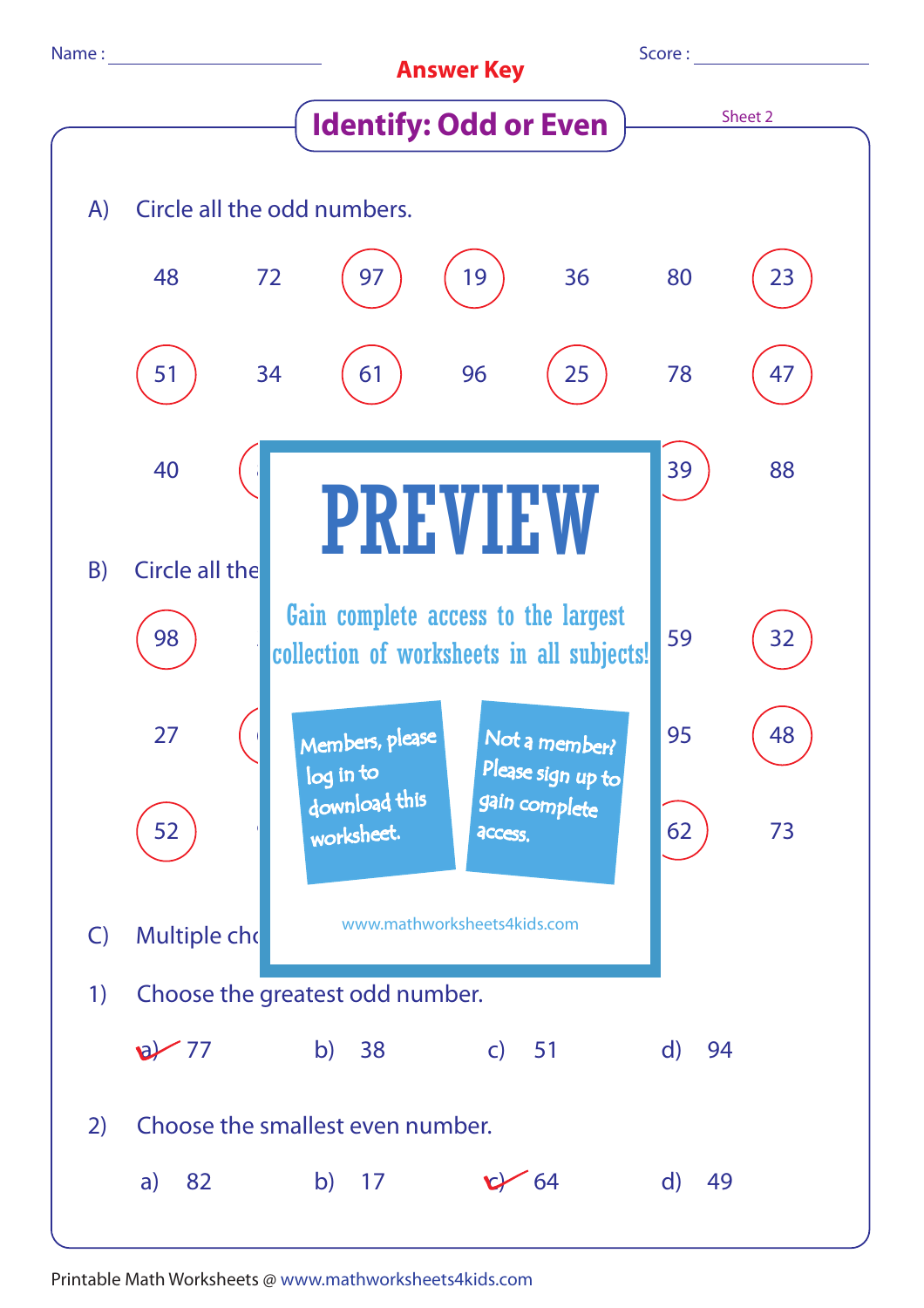Name : ____________________ **Answer Key** Score : ____________________

# Identify: Odd or Even

Sheet 2

A) Circle all the odd numbers.

| | | | | | | |
|---|---|---|---|---|---|---|
| 48 | 72 | (97) | (19) | 36 | 80 | (23) |
| (51) | 34 | (61) | 96 | (25) | 78 | (47) |
| 40 | | | | | (39) | 88 |

B) Circle all the

| | | | | | | |
|---|---|---|---|---|---|---|
| (98) | | | | | 59 | (32) |
| 27 | | | | | 95 | (48) |
| (52) | | | | | (62) | 73 |

PREVIEW

Gain complete access to the largest collection of worksheets in all subjects!

Members, please log in to download this worksheet.

Not a member? Please sign up to gain complete access.

www.mathworksheets4kids.com

C) Multiple ch

1) Choose the greatest odd number.

a) 77 ✓ b) 38 c) 51 d) 94

2) Choose the smallest even number.

a) 82 b) 17 c) 64 ✓ d) 49

Printable Math Worksheets @ www.mathworksheets4kids.com